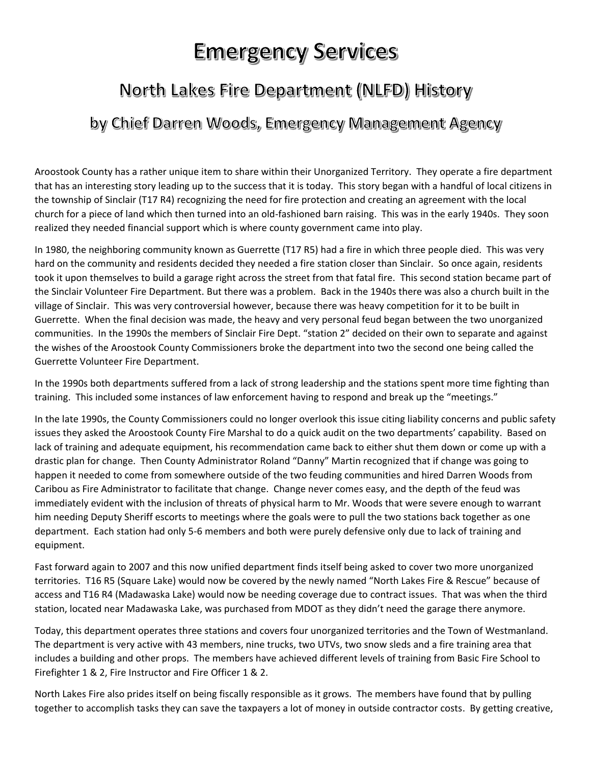# Emergency Services

## North Lakes Fire Department (NLFD) History

### by Chief Darren Woods, Emergency Management Agency

Aroostook County has a rather unique item to share within their Unorganized Territory. They operate a fire department that has an interesting story leading up to the success that it is today. This story began with a handful of local citizens in the township of Sinclair (T17 R4) recognizing the need for fire protection and creating an agreement with the local church for a piece of land which then turned into an old-fashioned barn raising. This was in the early 1940s. They soon realized they needed financial support which is where county government came into play.

In 1980, the neighboring community known as Guerrette (T17 R5) had a fire in which three people died. This was very hard on the community and residents decided they needed a fire station closer than Sinclair. So once again, residents took it upon themselves to build a garage right across the street from that fatal fire. This second station became part of the Sinclair Volunteer Fire Department. But there was a problem. Back in the 1940s there was also a church built in the village of Sinclair. This was very controversial however, because there was heavy competition for it to be built in Guerrette. When the final decision was made, the heavy and very personal feud began between the two unorganized communities. In the 1990s the members of Sinclair Fire Dept. "station 2" decided on their own to separate and against the wishes of the Aroostook County Commissioners broke the department into two the second one being called the Guerrette Volunteer Fire Department.

In the 1990s both departments suffered from a lack of strong leadership and the stations spent more time fighting than training. This included some instances of law enforcement having to respond and break up the "meetings."

In the late 1990s, the County Commissioners could no longer overlook this issue citing liability concerns and public safety issues they asked the Aroostook County Fire Marshal to do a quick audit on the two departments' capability. Based on lack of training and adequate equipment, his recommendation came back to either shut them down or come up with a drastic plan for change. Then County Administrator Roland "Danny" Martin recognized that if change was going to happen it needed to come from somewhere outside of the two feuding communities and hired Darren Woods from Caribou as Fire Administrator to facilitate that change. Change never comes easy, and the depth of the feud was immediately evident with the inclusion of threats of physical harm to Mr. Woods that were severe enough to warrant him needing Deputy Sheriff escorts to meetings where the goals were to pull the two stations back together as one department. Each station had only 5-6 members and both were purely defensive only due to lack of training and equipment.

Fast forward again to 2007 and this now unified department finds itself being asked to cover two more unorganized territories. T16 R5 (Square Lake) would now be covered by the newly named "North Lakes Fire & Rescue" because of access and T16 R4 (Madawaska Lake) would now be needing coverage due to contract issues. That was when the third station, located near Madawaska Lake, was purchased from MDOT as they didn't need the garage there anymore.

Today, this department operates three stations and covers four unorganized territories and the Town of Westmanland. The department is very active with 43 members, nine trucks, two UTVs, two snow sleds and a fire training area that includes a building and other props. The members have achieved different levels of training from Basic Fire School to Firefighter 1 & 2, Fire Instructor and Fire Officer 1 & 2.

North Lakes Fire also prides itself on being fiscally responsible as it grows. The members have found that by pulling together to accomplish tasks they can save the taxpayers a lot of money in outside contractor costs. By getting creative,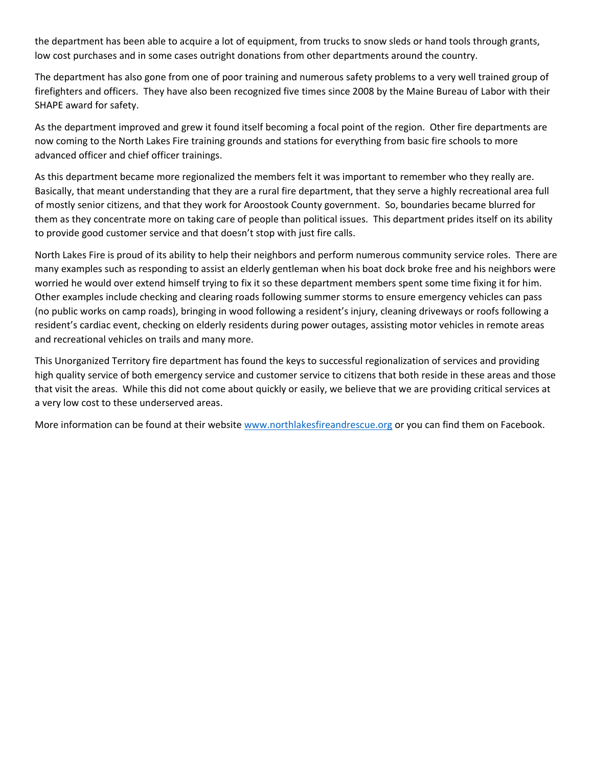the department has been able to acquire a lot of equipment, from trucks to snow sleds or hand tools through grants, low cost purchases and in some cases outright donations from other departments around the country.

The department has also gone from one of poor training and numerous safety problems to a very well trained group of firefighters and officers. They have also been recognized five times since 2008 by the Maine Bureau of Labor with their SHAPE award for safety.

As the department improved and grew it found itself becoming a focal point of the region. Other fire departments are now coming to the North Lakes Fire training grounds and stations for everything from basic fire schools to more advanced officer and chief officer trainings.

As this department became more regionalized the members felt it was important to remember who they really are. Basically, that meant understanding that they are a rural fire department, that they serve a highly recreational area full of mostly senior citizens, and that they work for Aroostook County government. So, boundaries became blurred for them as they concentrate more on taking care of people than political issues. This department prides itself on its ability to provide good customer service and that doesn't stop with just fire calls.

North Lakes Fire is proud of its ability to help their neighbors and perform numerous community service roles. There are many examples such as responding to assist an elderly gentleman when his boat dock broke free and his neighbors were worried he would over extend himself trying to fix it so these department members spent some time fixing it for him. Other examples include checking and clearing roads following summer storms to ensure emergency vehicles can pass (no public works on camp roads), bringing in wood following a resident's injury, cleaning driveways or roofs following a resident's cardiac event, checking on elderly residents during power outages, assisting motor vehicles in remote areas and recreational vehicles on trails and many more.

This Unorganized Territory fire department has found the keys to successful regionalization of services and providing high quality service of both emergency service and customer service to citizens that both reside in these areas and those that visit the areas. While this did not come about quickly or easily, we believe that we are providing critical services at a very low cost to these underserved areas.

More information can be found at their website [www.northlakesfireandrescue.org](http://www.northlakesfireandrescue.org) or you can find them on Facebook.